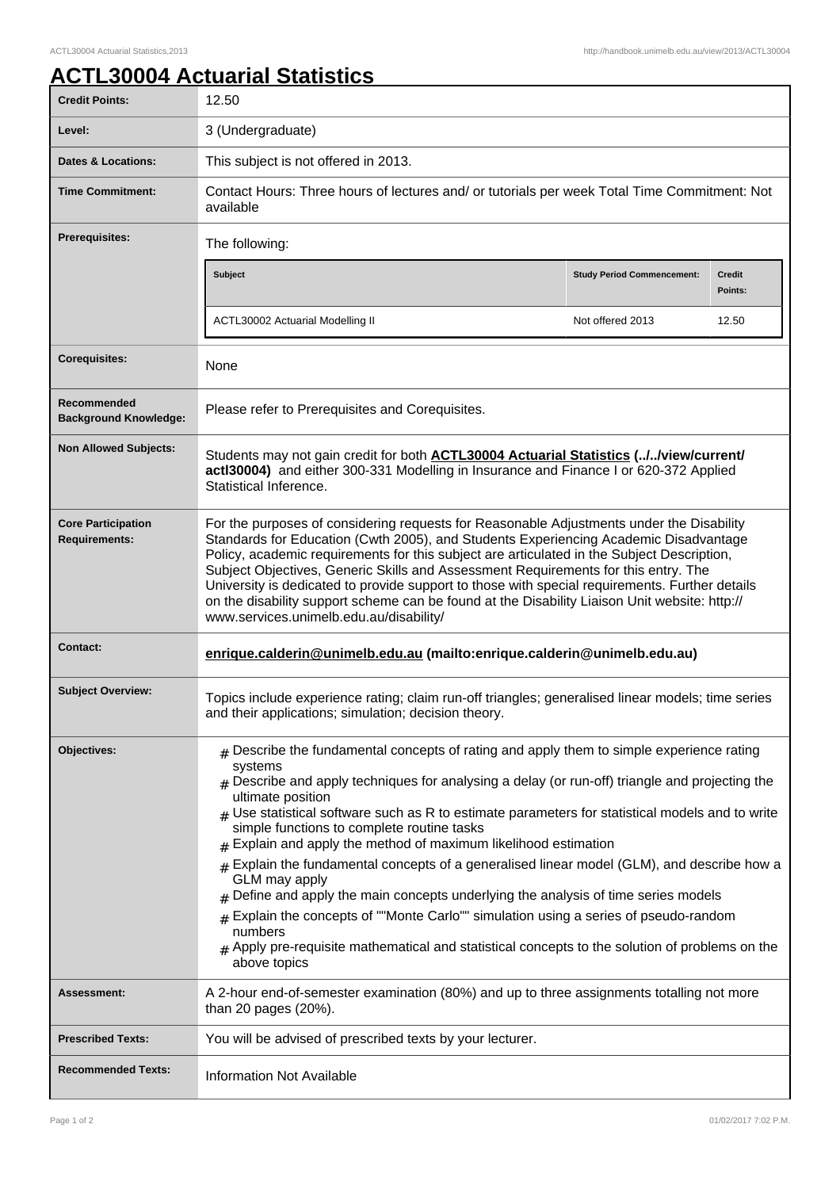# ACTL30004 Actuarial Statistics

| | |
|---|---|
| **Credit Points:** | 12.50 |
| **Level:** | 3 (Undergraduate) |
| **Dates & Locations:** | This subject is not offered in 2013. |
| **Time Commitment:** | Contact Hours: Three hours of lectures and/ or tutorials per week Total Time Commitment: Not available |
| **Prerequisites:** | The following:<br><br>**Subject**: ACTL30002 Actuarial Modelling II — **Study Period Commencement:** Not offered 2013 — **Credit Points:** 12.50 |
| **Corequisites:** | None |
| **Recommended Background Knowledge:** | Please refer to Prerequisites and Corequisites. |
| **Non Allowed Subjects:** | Students may not gain credit for both **ACTL30004 Actuarial Statistics (../../view/current/actl30004)** and either 300-331 Modelling in Insurance and Finance I or 620-372 Applied Statistical Inference. |
| **Core Participation Requirements:** | For the purposes of considering requests for Reasonable Adjustments under the Disability Standards for Education (Cwth 2005), and Students Experiencing Academic Disadvantage Policy, academic requirements for this subject are articulated in the Subject Description, Subject Objectives, Generic Skills and Assessment Requirements for this entry. The University is dedicated to provide support to those with special requirements. Further details on the disability support scheme can be found at the Disability Liaison Unit website: http://www.services.unimelb.edu.au/disability/ |
| **Contact:** | **enrique.calderin@unimelb.edu.au (mailto:enrique.calderin@unimelb.edu.au)** |
| **Subject Overview:** | Topics include experience rating; claim run-off triangles; generalised linear models; time series and their applications; simulation; decision theory. |
| **Objectives:** | # Describe the fundamental concepts of rating and apply them to simple experience rating systems<br># Describe and apply techniques for analysing a delay (or run-off) triangle and projecting the ultimate position<br># Use statistical software such as R to estimate parameters for statistical models and to write simple functions to complete routine tasks<br># Explain and apply the method of maximum likelihood estimation<br># Explain the fundamental concepts of a generalised linear model (GLM), and describe how a GLM may apply<br># Define and apply the main concepts underlying the analysis of time series models<br># Explain the concepts of ""Monte Carlo"" simulation using a series of pseudo-random numbers<br># Apply pre-requisite mathematical and statistical concepts to the solution of problems on the above topics |
| **Assessment:** | A 2-hour end-of-semester examination (80%) and up to three assignments totalling not more than 20 pages (20%). |
| **Prescribed Texts:** | You will be advised of prescribed texts by your lecturer. |
| **Recommended Texts:** | Information Not Available |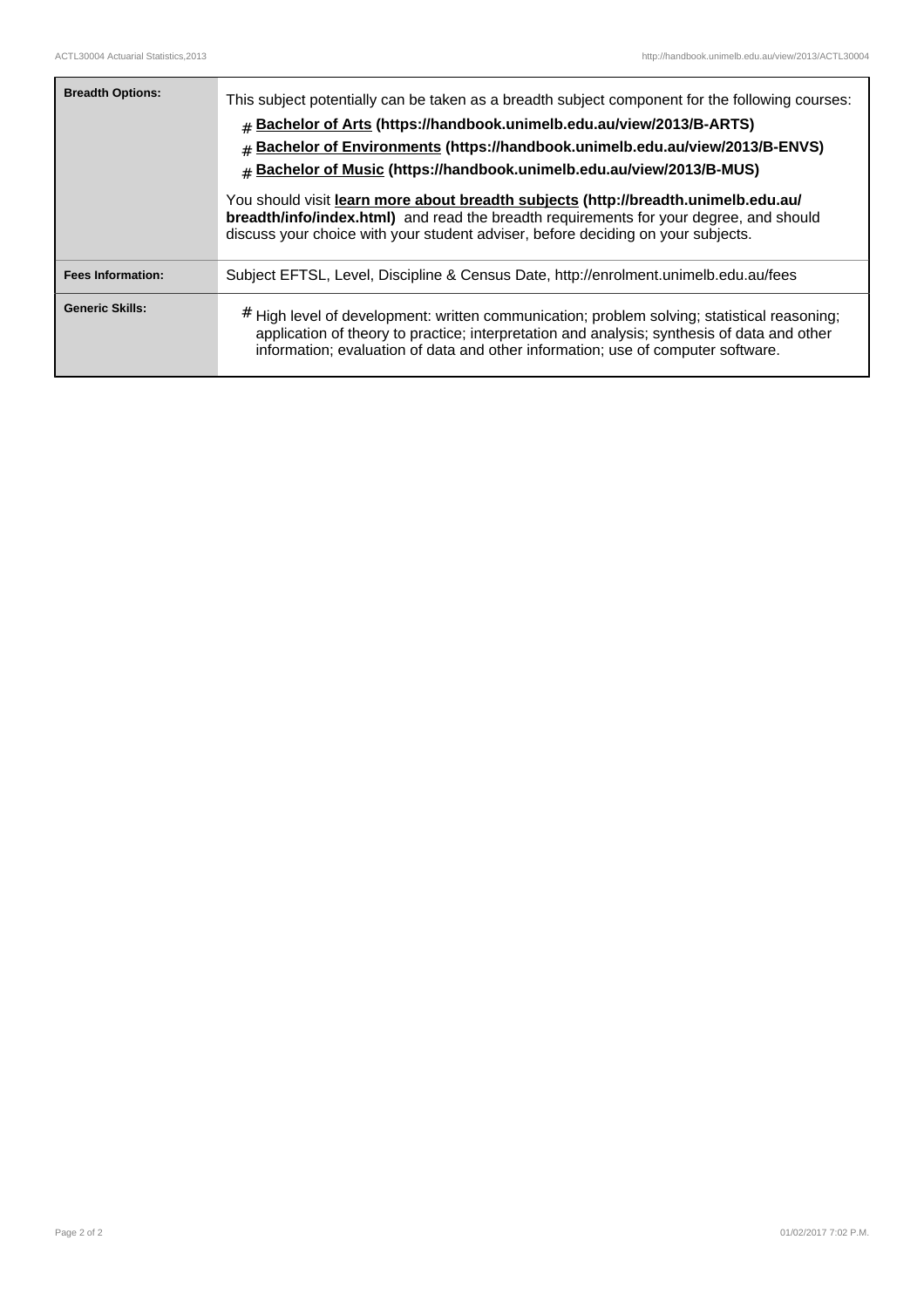| | |
|---|---|
| **Breadth Options:** | This subject potentially can be taken as a breadth subject component for the following courses:<br># **Bachelor of Arts (https://handbook.unimelb.edu.au/view/2013/B-ARTS)**<br># **Bachelor of Environments (https://handbook.unimelb.edu.au/view/2013/B-ENVS)**<br># **Bachelor of Music (https://handbook.unimelb.edu.au/view/2013/B-MUS)**<br>You should visit **learn more about breadth subjects (http://breadth.unimelb.edu.au/breadth/info/index.html)** and read the breadth requirements for your degree, and should discuss your choice with your student adviser, before deciding on your subjects. |
| **Fees Information:** | Subject EFTSL, Level, Discipline & Census Date, http://enrolment.unimelb.edu.au/fees |
| **Generic Skills:** | # High level of development: written communication; problem solving; statistical reasoning; application of theory to practice; interpretation and analysis; synthesis of data and other information; evaluation of data and other information; use of computer software. |